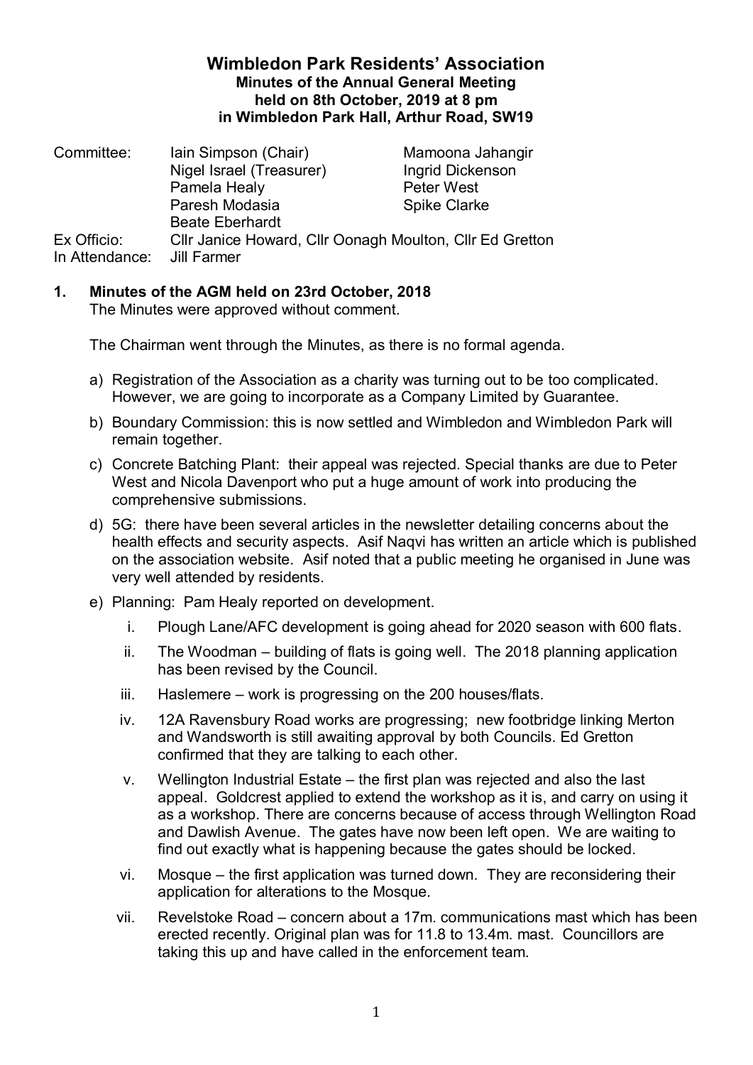# Wimbledon Park Residents' Association

**Minutes of the Annual General Meeting held on 8th October, 2019 at 8 pm in Wimbledon Park Hall, Arthur Road, SW19**

| | | |
|---|---|---|
| Committee: | Iain Simpson (Chair) | Mamoona Jahangir |
| | Nigel Israel (Treasurer) | Ingrid Dickenson |
| | Pamela Healy | Peter West |
| | Paresh Modasia | Spike Clarke |
| | Beate Eberhardt | |
| Ex Officio: | Cllr Janice Howard, Cllr Oonagh Moulton, Cllr Ed Gretton | |
| In Attendance: | Jill Farmer | |

## 1. Minutes of the AGM held on 23rd October, 2018

The Minutes were approved without comment.

The Chairman went through the Minutes, as there is no formal agenda.

a) Registration of the Association as a charity was turning out to be too complicated. However, we are going to incorporate as a Company Limited by Guarantee.

b) Boundary Commission: this is now settled and Wimbledon and Wimbledon Park will remain together.

c) Concrete Batching Plant: their appeal was rejected. Special thanks are due to Peter West and Nicola Davenport who put a huge amount of work into producing the comprehensive submissions.

d) 5G: there have been several articles in the newsletter detailing concerns about the health effects and security aspects. Asif Naqvi has written an article which is published on the association website. Asif noted that a public meeting he organised in June was very well attended by residents.

e) Planning: Pam Healy reported on development.

   i. Plough Lane/AFC development is going ahead for 2020 season with 600 flats.

   ii. The Woodman – building of flats is going well. The 2018 planning application has been revised by the Council.

   iii. Haslemere – work is progressing on the 200 houses/flats.

   iv. 12A Ravensbury Road works are progressing; new footbridge linking Merton and Wandsworth is still awaiting approval by both Councils. Ed Gretton confirmed that they are talking to each other.

   v. Wellington Industrial Estate – the first plan was rejected and also the last appeal. Goldcrest applied to extend the workshop as it is, and carry on using it as a workshop. There are concerns because of access through Wellington Road and Dawlish Avenue. The gates have now been left open. We are waiting to find out exactly what is happening because the gates should be locked.

   vi. Mosque – the first application was turned down. They are reconsidering their application for alterations to the Mosque.

   vii. Revelstoke Road – concern about a 17m. communications mast which has been erected recently. Original plan was for 11.8 to 13.4m. mast. Councillors are taking this up and have called in the enforcement team.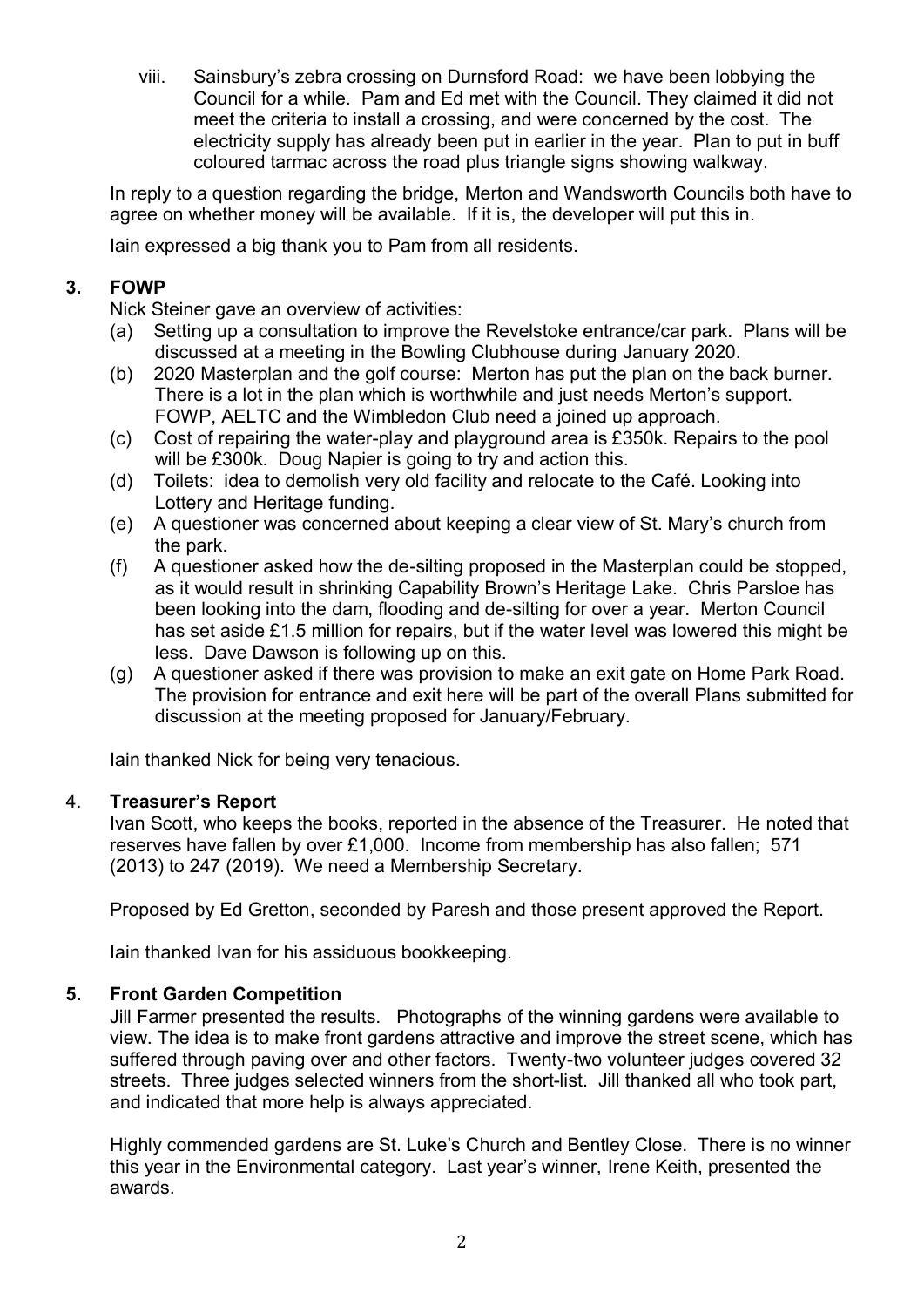viii. Sainsbury's zebra crossing on Durnsford Road: we have been lobbying the Council for a while. Pam and Ed met with the Council. They claimed it did not meet the criteria to install a crossing, and were concerned by the cost. The electricity supply has already been put in earlier in the year. Plan to put in buff coloured tarmac across the road plus triangle signs showing walkway.

In reply to a question regarding the bridge, Merton and Wandsworth Councils both have to agree on whether money will be available. If it is, the developer will put this in.

Iain expressed a big thank you to Pam from all residents.

### 3. FOWP

Nick Steiner gave an overview of activities:

(a) Setting up a consultation to improve the Revelstoke entrance/car park. Plans will be discussed at a meeting in the Bowling Clubhouse during January 2020.

(b) 2020 Masterplan and the golf course: Merton has put the plan on the back burner. There is a lot in the plan which is worthwhile and just needs Merton's support. FOWP, AELTC and the Wimbledon Club need a joined up approach.

(c) Cost of repairing the water-play and playground area is £350k. Repairs to the pool will be £300k. Doug Napier is going to try and action this.

(d) Toilets: idea to demolish very old facility and relocate to the Café. Looking into Lottery and Heritage funding.

(e) A questioner was concerned about keeping a clear view of St. Mary's church from the park.

(f) A questioner asked how the de-silting proposed in the Masterplan could be stopped, as it would result in shrinking Capability Brown's Heritage Lake. Chris Parsloe has been looking into the dam, flooding and de-silting for over a year. Merton Council has set aside £1.5 million for repairs, but if the water level was lowered this might be less. Dave Dawson is following up on this.

(g) A questioner asked if there was provision to make an exit gate on Home Park Road. The provision for entrance and exit here will be part of the overall Plans submitted for discussion at the meeting proposed for January/February.

Iain thanked Nick for being very tenacious.

### 4. Treasurer's Report

Ivan Scott, who keeps the books, reported in the absence of the Treasurer. He noted that reserves have fallen by over £1,000. Income from membership has also fallen; 571 (2013) to 247 (2019). We need a Membership Secretary.

Proposed by Ed Gretton, seconded by Paresh and those present approved the Report.

Iain thanked Ivan for his assiduous bookkeeping.

### 5. Front Garden Competition

Jill Farmer presented the results. Photographs of the winning gardens were available to view. The idea is to make front gardens attractive and improve the street scene, which has suffered through paving over and other factors. Twenty-two volunteer judges covered 32 streets. Three judges selected winners from the short-list. Jill thanked all who took part, and indicated that more help is always appreciated.

Highly commended gardens are St. Luke's Church and Bentley Close. There is no winner this year in the Environmental category. Last year's winner, Irene Keith, presented the awards.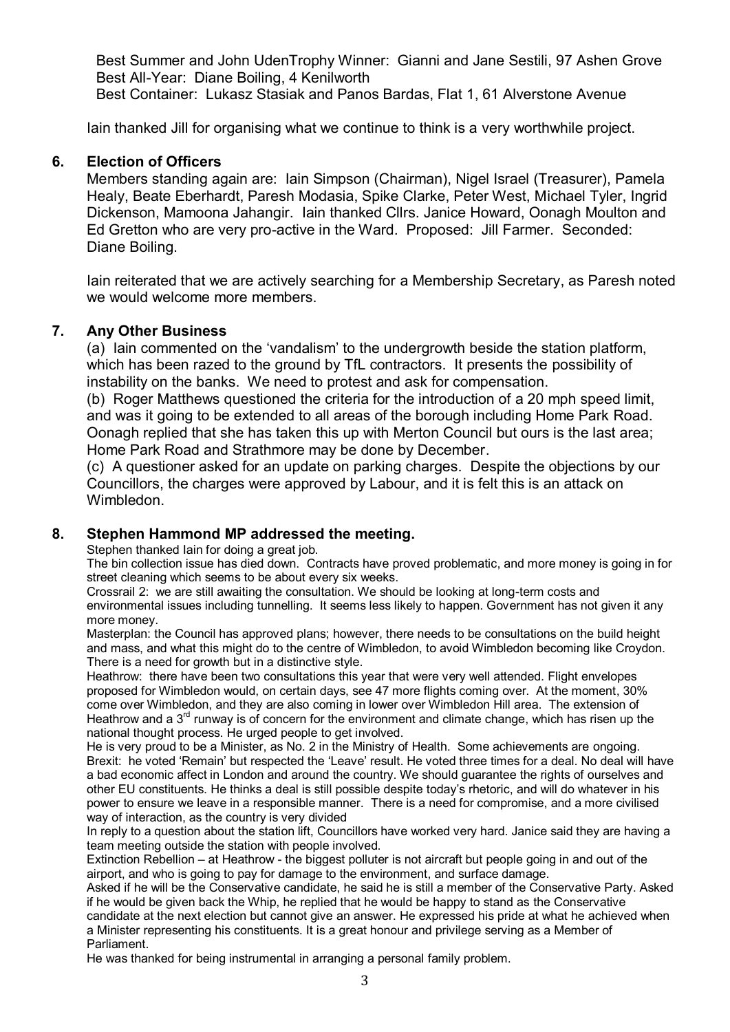Best Summer and John UdenTrophy Winner: Gianni and Jane Sestili, 97 Ashen Grove
Best All-Year: Diane Boiling, 4 Kenilworth
Best Container: Lukasz Stasiak and Panos Bardas, Flat 1, 61 Alverstone Avenue

Iain thanked Jill for organising what we continue to think is a very worthwhile project.

## 6. Election of Officers

Members standing again are: Iain Simpson (Chairman), Nigel Israel (Treasurer), Pamela Healy, Beate Eberhardt, Paresh Modasia, Spike Clarke, Peter West, Michael Tyler, Ingrid Dickenson, Mamoona Jahangir. Iain thanked Cllrs. Janice Howard, Oonagh Moulton and Ed Gretton who are very pro-active in the Ward. Proposed: Jill Farmer. Seconded: Diane Boiling.

Iain reiterated that we are actively searching for a Membership Secretary, as Paresh noted we would welcome more members.

## 7. Any Other Business

(a) Iain commented on the 'vandalism' to the undergrowth beside the station platform, which has been razed to the ground by TfL contractors. It presents the possibility of instability on the banks. We need to protest and ask for compensation.
(b) Roger Matthews questioned the criteria for the introduction of a 20 mph speed limit, and was it going to be extended to all areas of the borough including Home Park Road. Oonagh replied that she has taken this up with Merton Council but ours is the last area; Home Park Road and Strathmore may be done by December.
(c) A questioner asked for an update on parking charges. Despite the objections by our Councillors, the charges were approved by Labour, and it is felt this is an attack on Wimbledon.

## 8. Stephen Hammond MP addressed the meeting.

Stephen thanked Iain for doing a great job.
The bin collection issue has died down. Contracts have proved problematic, and more money is going in for street cleaning which seems to be about every six weeks.
Crossrail 2: we are still awaiting the consultation. We should be looking at long-term costs and environmental issues including tunnelling. It seems less likely to happen. Government has not given it any more money.
Masterplan: the Council has approved plans; however, there needs to be consultations on the build height and mass, and what this might do to the centre of Wimbledon, to avoid Wimbledon becoming like Croydon. There is a need for growth but in a distinctive style.
Heathrow: there have been two consultations this year that were very well attended. Flight envelopes proposed for Wimbledon would, on certain days, see 47 more flights coming over. At the moment, 30% come over Wimbledon, and they are also coming in lower over Wimbledon Hill area. The extension of Heathrow and a 3rd runway is of concern for the environment and climate change, which has risen up the national thought process. He urged people to get involved.
He is very proud to be a Minister, as No. 2 in the Ministry of Health. Some achievements are ongoing.
Brexit: he voted 'Remain' but respected the 'Leave' result. He voted three times for a deal. No deal will have a bad economic affect in London and around the country. We should guarantee the rights of ourselves and other EU constituents. He thinks a deal is still possible despite today's rhetoric, and will do whatever in his power to ensure we leave in a responsible manner. There is a need for compromise, and a more civilised way of interaction, as the country is very divided
In reply to a question about the station lift, Councillors have worked very hard. Janice said they are having a team meeting outside the station with people involved.
Extinction Rebellion – at Heathrow - the biggest polluter is not aircraft but people going in and out of the airport, and who is going to pay for damage to the environment, and surface damage.
Asked if he will be the Conservative candidate, he said he is still a member of the Conservative Party. Asked if he would be given back the Whip, he replied that he would be happy to stand as the Conservative candidate at the next election but cannot give an answer. He expressed his pride at what he achieved when a Minister representing his constituents. It is a great honour and privilege serving as a Member of Parliament.
He was thanked for being instrumental in arranging a personal family problem.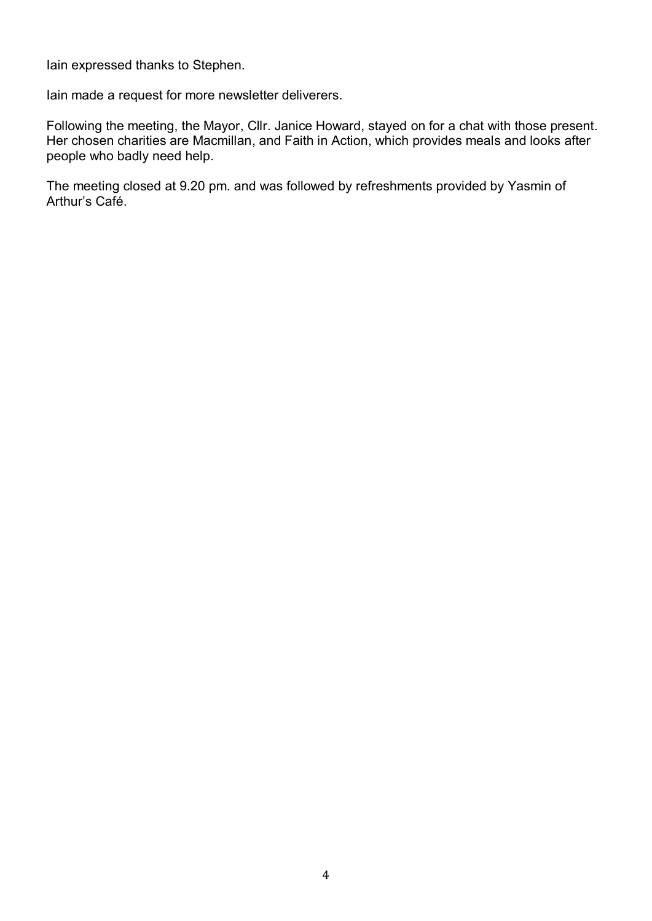Iain expressed thanks to Stephen.

Iain made a request for more newsletter deliverers.

Following the meeting, the Mayor, Cllr. Janice Howard, stayed on for a chat with those present. Her chosen charities are Macmillan, and Faith in Action, which provides meals and looks after people who badly need help.

The meeting closed at 9.20 pm. and was followed by refreshments provided by Yasmin of Arthur's Café.